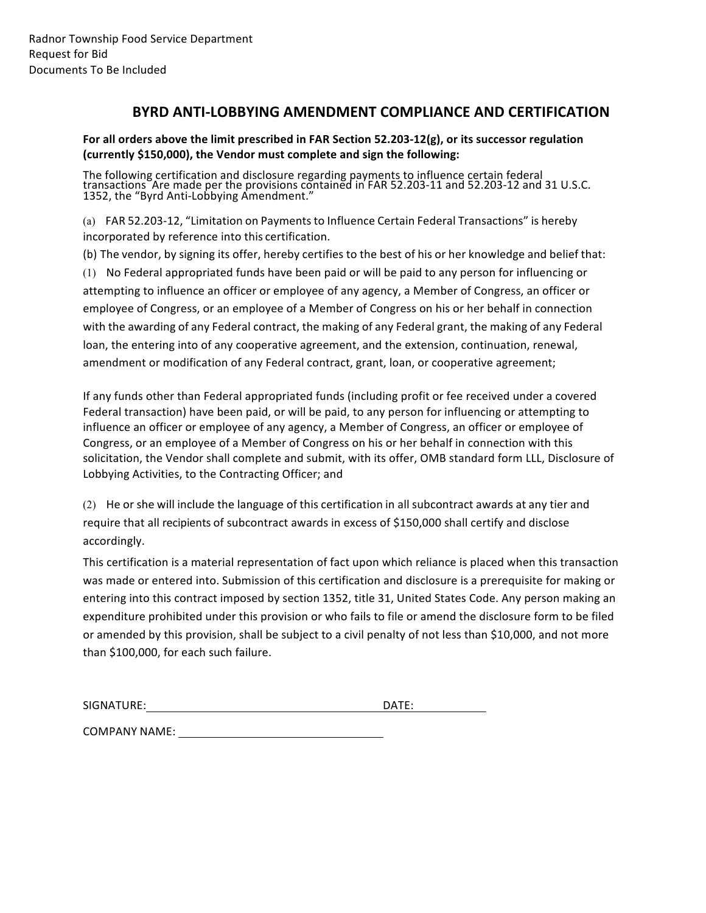Radnor Township Food Service Department
Request for Bid
Documents To Be Included

## BYRD ANTI-LOBBYING AMENDMENT COMPLIANCE AND CERTIFICATION

**For all orders above the limit prescribed in FAR Section 52.203-12(g), or its successor regulation (currently $150,000), the Vendor must complete and sign the following:**

The following certification and disclosure regarding payments to influence certain federal transactions Are made per the provisions contained in FAR 52.203-11 and 52.203-12 and 31 U.S.C. 1352, the "Byrd Anti-Lobbying Amendment."

(a) FAR 52.203-12, "Limitation on Payments to Influence Certain Federal Transactions" is hereby incorporated by reference into this certification.

(b) The vendor, by signing its offer, hereby certifies to the best of his or her knowledge and belief that:

(1) No Federal appropriated funds have been paid or will be paid to any person for influencing or attempting to influence an officer or employee of any agency, a Member of Congress, an officer or employee of Congress, or an employee of a Member of Congress on his or her behalf in connection with the awarding of any Federal contract, the making of any Federal grant, the making of any Federal loan, the entering into of any cooperative agreement, and the extension, continuation, renewal, amendment or modification of any Federal contract, grant, loan, or cooperative agreement;

If any funds other than Federal appropriated funds (including profit or fee received under a covered Federal transaction) have been paid, or will be paid, to any person for influencing or attempting to influence an officer or employee of any agency, a Member of Congress, an officer or employee of Congress, or an employee of a Member of Congress on his or her behalf in connection with this solicitation, the Vendor shall complete and submit, with its offer, OMB standard form LLL, Disclosure of Lobbying Activities, to the Contracting Officer; and

(2) He or she will include the language of this certification in all subcontract awards at any tier and require that all recipients of subcontract awards in excess of $150,000 shall certify and disclose accordingly.

This certification is a material representation of fact upon which reliance is placed when this transaction was made or entered into. Submission of this certification and disclosure is a prerequisite for making or entering into this contract imposed by section 1352, title 31, United States Code. Any person making an expenditure prohibited under this provision or who fails to file or amend the disclosure form to be filed or amended by this provision, shall be subject to a civil penalty of not less than $10,000, and not more than $100,000, for each such failure.

SIGNATURE: ______________________________ DATE: ____________

COMPANY NAME: ______________________________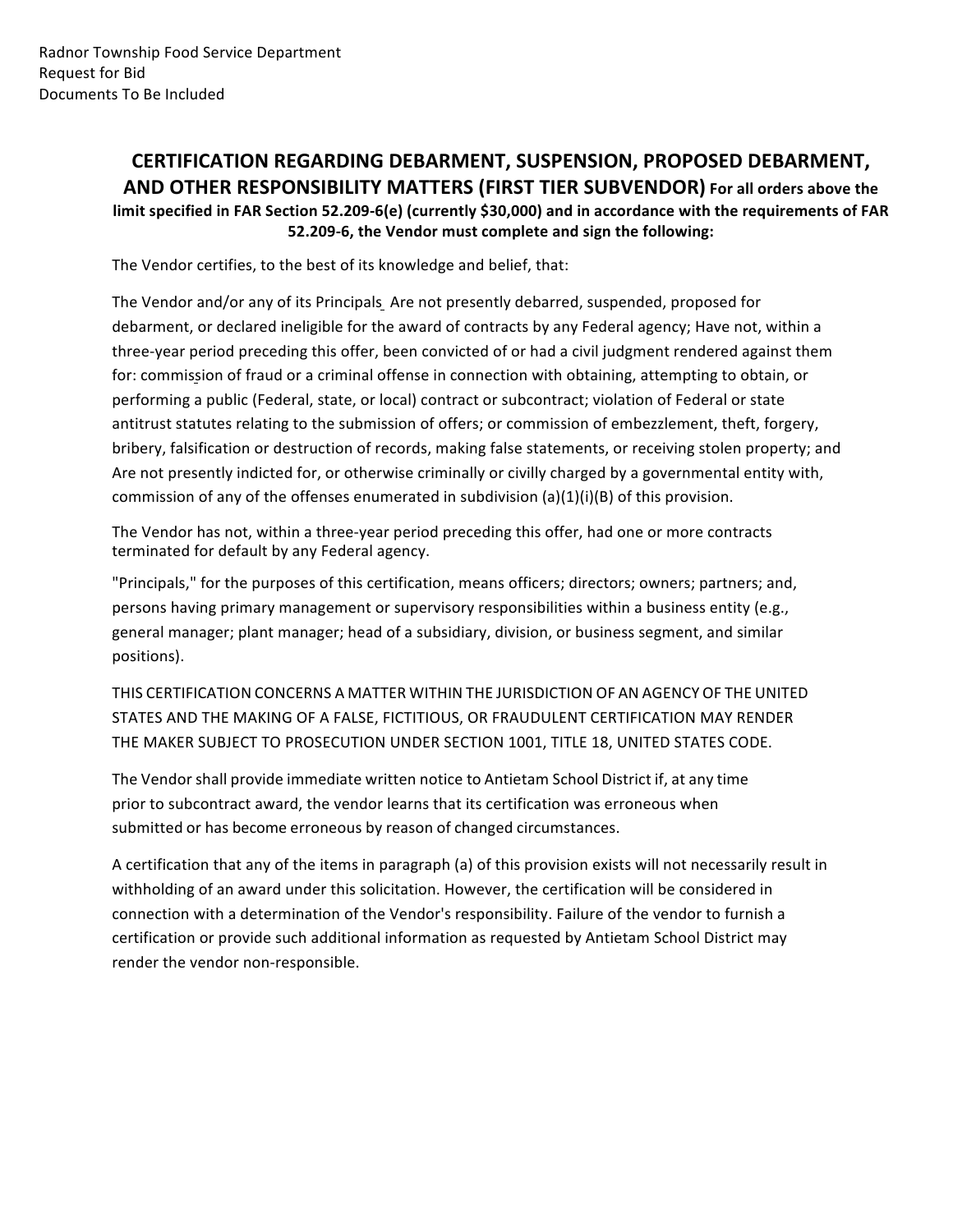Radnor Township Food Service Department
Request for Bid
Documents To Be Included

## CERTIFICATION REGARDING DEBARMENT, SUSPENSION, PROPOSED DEBARMENT, AND OTHER RESPONSIBILITY MATTERS (FIRST TIER SUBVENDOR) For all orders above the limit specified in FAR Section 52.209-6(e) (currently $30,000) and in accordance with the requirements of FAR 52.209-6, the Vendor must complete and sign the following:

The Vendor certifies, to the best of its knowledge and belief, that:

The Vendor and/or any of its Principals Are not presently debarred, suspended, proposed for debarment, or declared ineligible for the award of contracts by any Federal agency; Have not, within a three-year period preceding this offer, been convicted of or had a civil judgment rendered against them for: commission of fraud or a criminal offense in connection with obtaining, attempting to obtain, or performing a public (Federal, state, or local) contract or subcontract; violation of Federal or state antitrust statutes relating to the submission of offers; or commission of embezzlement, theft, forgery, bribery, falsification or destruction of records, making false statements, or receiving stolen property; and Are not presently indicted for, or otherwise criminally or civilly charged by a governmental entity with, commission of any of the offenses enumerated in subdivision (a)(1)(i)(B) of this provision.

The Vendor has not, within a three-year period preceding this offer, had one or more contracts terminated for default by any Federal agency.

"Principals," for the purposes of this certification, means officers; directors; owners; partners; and, persons having primary management or supervisory responsibilities within a business entity (e.g., general manager; plant manager; head of a subsidiary, division, or business segment, and similar positions).

THIS CERTIFICATION CONCERNS A MATTER WITHIN THE JURISDICTION OF AN AGENCY OF THE UNITED STATES AND THE MAKING OF A FALSE, FICTITIOUS, OR FRAUDULENT CERTIFICATION MAY RENDER THE MAKER SUBJECT TO PROSECUTION UNDER SECTION 1001, TITLE 18, UNITED STATES CODE.

The Vendor shall provide immediate written notice to Antietam School District if, at any time prior to subcontract award, the vendor learns that its certification was erroneous when submitted or has become erroneous by reason of changed circumstances.

A certification that any of the items in paragraph (a) of this provision exists will not necessarily result in withholding of an award under this solicitation. However, the certification will be considered in connection with a determination of the Vendor's responsibility. Failure of the vendor to furnish a certification or provide such additional information as requested by Antietam School District may render the vendor non-responsible.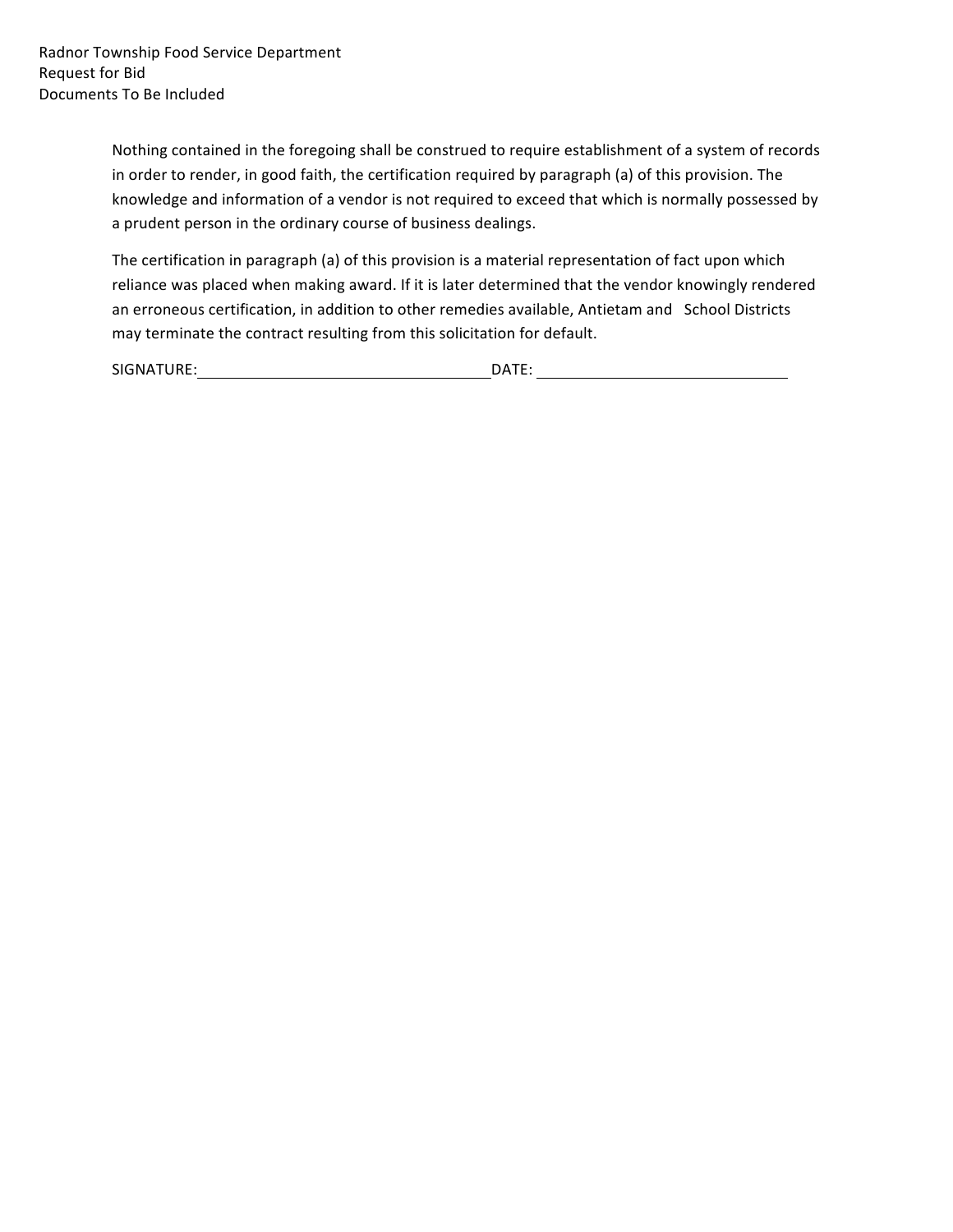Nothing contained in the foregoing shall be construed to require establishment of a system of records in order to render, in good faith, the certification required by paragraph (a) of this provision. The knowledge and information of a vendor is not required to exceed that which is normally possessed by a prudent person in the ordinary course of business dealings.

The certification in paragraph (a) of this provision is a material representation of fact upon which reliance was placed when making award. If it is later determined that the vendor knowingly rendered an erroneous certification, in addition to other remedies available, Antietam and School Districts may terminate the contract resulting from this solicitation for default.

SIGNATURE:________________________________ DATE: ____________________________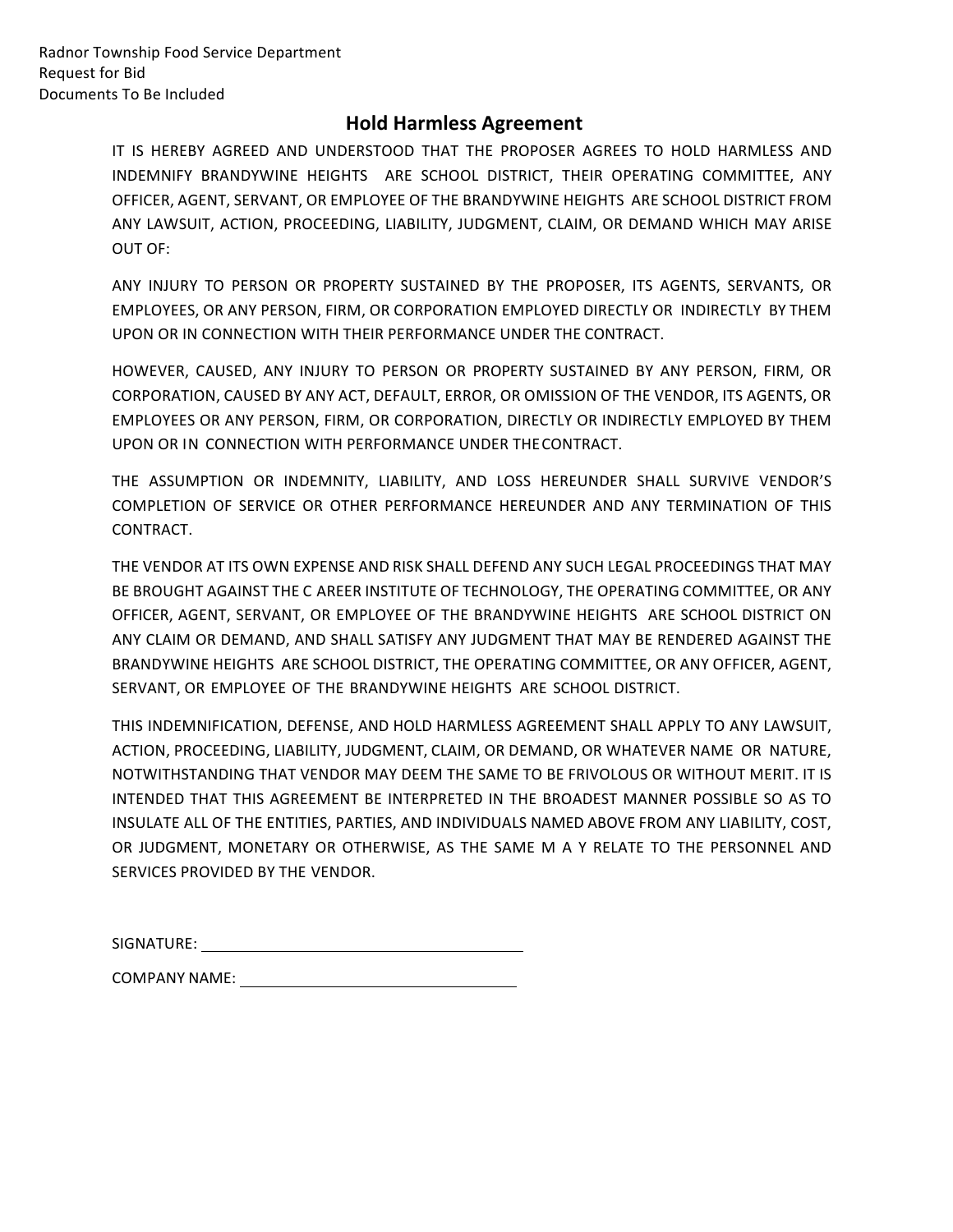Radnor Township Food Service Department
Request for Bid
Documents To Be Included

## Hold Harmless Agreement

IT IS HEREBY AGREED AND UNDERSTOOD THAT THE PROPOSER AGREES TO HOLD HARMLESS AND INDEMNIFY BRANDYWINE HEIGHTS ARE SCHOOL DISTRICT, THEIR OPERATING COMMITTEE, ANY OFFICER, AGENT, SERVANT, OR EMPLOYEE OF THE BRANDYWINE HEIGHTS ARE SCHOOL DISTRICT FROM ANY LAWSUIT, ACTION, PROCEEDING, LIABILITY, JUDGMENT, CLAIM, OR DEMAND WHICH MAY ARISE OUT OF:

ANY INJURY TO PERSON OR PROPERTY SUSTAINED BY THE PROPOSER, ITS AGENTS, SERVANTS, OR EMPLOYEES, OR ANY PERSON, FIRM, OR CORPORATION EMPLOYED DIRECTLY OR INDIRECTLY BY THEM UPON OR IN CONNECTION WITH THEIR PERFORMANCE UNDER THE CONTRACT.

HOWEVER, CAUSED, ANY INJURY TO PERSON OR PROPERTY SUSTAINED BY ANY PERSON, FIRM, OR CORPORATION, CAUSED BY ANY ACT, DEFAULT, ERROR, OR OMISSION OF THE VENDOR, ITS AGENTS, OR EMPLOYEES OR ANY PERSON, FIRM, OR CORPORATION, DIRECTLY OR INDIRECTLY EMPLOYED BY THEM UPON OR IN CONNECTION WITH PERFORMANCE UNDER THE CONTRACT.

THE ASSUMPTION OR INDEMNITY, LIABILITY, AND LOSS HEREUNDER SHALL SURVIVE VENDOR'S COMPLETION OF SERVICE OR OTHER PERFORMANCE HEREUNDER AND ANY TERMINATION OF THIS CONTRACT.

THE VENDOR AT ITS OWN EXPENSE AND RISK SHALL DEFEND ANY SUCH LEGAL PROCEEDINGS THAT MAY BE BROUGHT AGAINST THE C AREER INSTITUTE OF TECHNOLOGY, THE OPERATING COMMITTEE, OR ANY OFFICER, AGENT, SERVANT, OR EMPLOYEE OF THE BRANDYWINE HEIGHTS ARE SCHOOL DISTRICT ON ANY CLAIM OR DEMAND, AND SHALL SATISFY ANY JUDGMENT THAT MAY BE RENDERED AGAINST THE BRANDYWINE HEIGHTS ARE SCHOOL DISTRICT, THE OPERATING COMMITTEE, OR ANY OFFICER, AGENT, SERVANT, OR EMPLOYEE OF THE BRANDYWINE HEIGHTS ARE SCHOOL DISTRICT.

THIS INDEMNIFICATION, DEFENSE, AND HOLD HARMLESS AGREEMENT SHALL APPLY TO ANY LAWSUIT, ACTION, PROCEEDING, LIABILITY, JUDGMENT, CLAIM, OR DEMAND, OR WHATEVER NAME OR NATURE, NOTWITHSTANDING THAT VENDOR MAY DEEM THE SAME TO BE FRIVOLOUS OR WITHOUT MERIT. IT IS INTENDED THAT THIS AGREEMENT BE INTERPRETED IN THE BROADEST MANNER POSSIBLE SO AS TO INSULATE ALL OF THE ENTITIES, PARTIES, AND INDIVIDUALS NAMED ABOVE FROM ANY LIABILITY, COST, OR JUDGMENT, MONETARY OR OTHERWISE, AS THE SAME M A Y RELATE TO THE PERSONNEL AND SERVICES PROVIDED BY THE VENDOR.

SIGNATURE: ______________________________

COMPANY NAME: ___________________________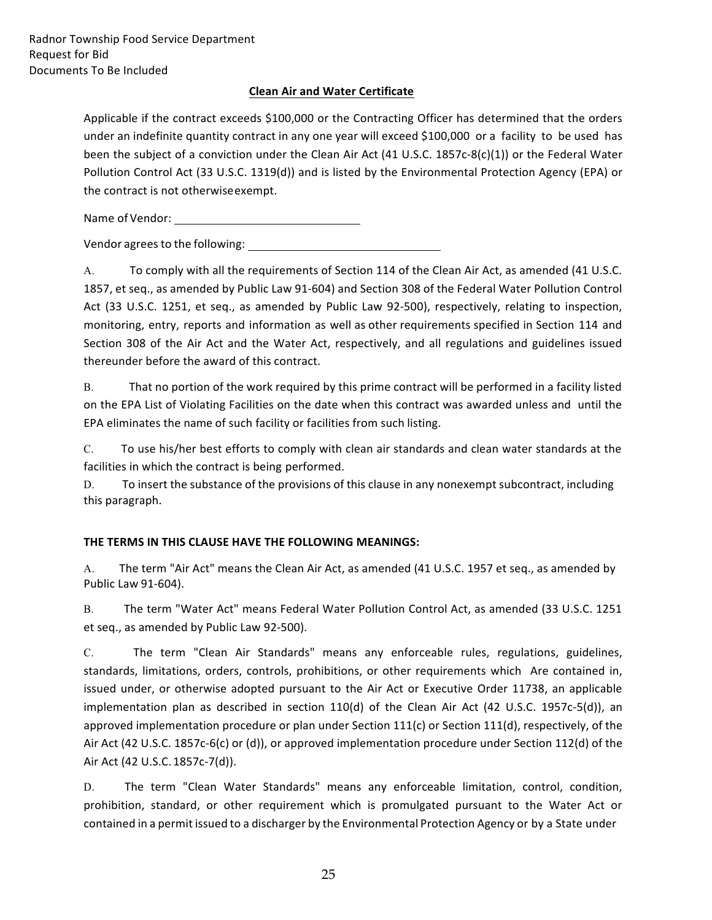Radnor Township Food Service Department
Request for Bid
Documents To Be Included

## Clean Air and Water Certificate

Applicable if the contract exceeds $100,000 or the Contracting Officer has determined that the orders under an indefinite quantity contract in any one year will exceed $100,000 or a facility to be used has been the subject of a conviction under the Clean Air Act (41 U.S.C. 1857c-8(c)(1)) or the Federal Water Pollution Control Act (33 U.S.C. 1319(d)) and is listed by the Environmental Protection Agency (EPA) or the contract is not otherwise exempt.

Name of Vendor: ______________________________

Vendor agrees to the following: ______________________________

A. To comply with all the requirements of Section 114 of the Clean Air Act, as amended (41 U.S.C. 1857, et seq., as amended by Public Law 91-604) and Section 308 of the Federal Water Pollution Control Act (33 U.S.C. 1251, et seq., as amended by Public Law 92-500), respectively, relating to inspection, monitoring, entry, reports and information as well as other requirements specified in Section 114 and Section 308 of the Air Act and the Water Act, respectively, and all regulations and guidelines issued thereunder before the award of this contract.

B. That no portion of the work required by this prime contract will be performed in a facility listed on the EPA List of Violating Facilities on the date when this contract was awarded unless and until the EPA eliminates the name of such facility or facilities from such listing.

C. To use his/her best efforts to comply with clean air standards and clean water standards at the facilities in which the contract is being performed.

D. To insert the substance of the provisions of this clause in any nonexempt subcontract, including this paragraph.

**THE TERMS IN THIS CLAUSE HAVE THE FOLLOWING MEANINGS:**

A. The term "Air Act" means the Clean Air Act, as amended (41 U.S.C. 1957 et seq., as amended by Public Law 91-604).

B. The term "Water Act" means Federal Water Pollution Control Act, as amended (33 U.S.C. 1251 et seq., as amended by Public Law 92-500).

C. The term "Clean Air Standards" means any enforceable rules, regulations, guidelines, standards, limitations, orders, controls, prohibitions, or other requirements which Are contained in, issued under, or otherwise adopted pursuant to the Air Act or Executive Order 11738, an applicable implementation plan as described in section 110(d) of the Clean Air Act (42 U.S.C. 1957c-5(d)), an approved implementation procedure or plan under Section 111(c) or Section 111(d), respectively, of the Air Act (42 U.S.C. 1857c-6(c) or (d)), or approved implementation procedure under Section 112(d) of the Air Act (42 U.S.C. 1857c-7(d)).

D. The term "Clean Water Standards" means any enforceable limitation, control, condition, prohibition, standard, or other requirement which is promulgated pursuant to the Water Act or contained in a permit issued to a discharger by the Environmental Protection Agency or by a State under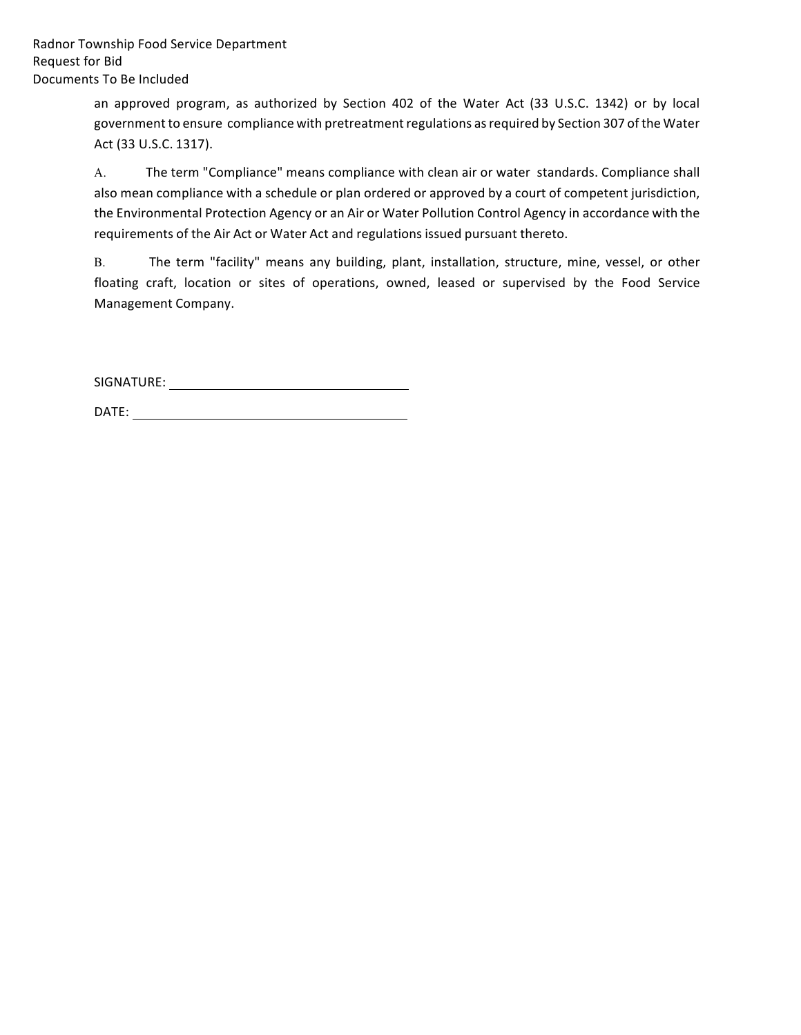an approved program, as authorized by Section 402 of the Water Act (33 U.S.C. 1342) or by local government to ensure compliance with pretreatment regulations as required by Section 307 of the Water Act (33 U.S.C. 1317).

A. The term "Compliance" means compliance with clean air or water standards. Compliance shall also mean compliance with a schedule or plan ordered or approved by a court of competent jurisdiction, the Environmental Protection Agency or an Air or Water Pollution Control Agency in accordance with the requirements of the Air Act or Water Act and regulations issued pursuant thereto.

B. The term "facility" means any building, plant, installation, structure, mine, vessel, or other floating craft, location or sites of operations, owned, leased or supervised by the Food Service Management Company.

SIGNATURE: ______________________________

DATE: ______________________________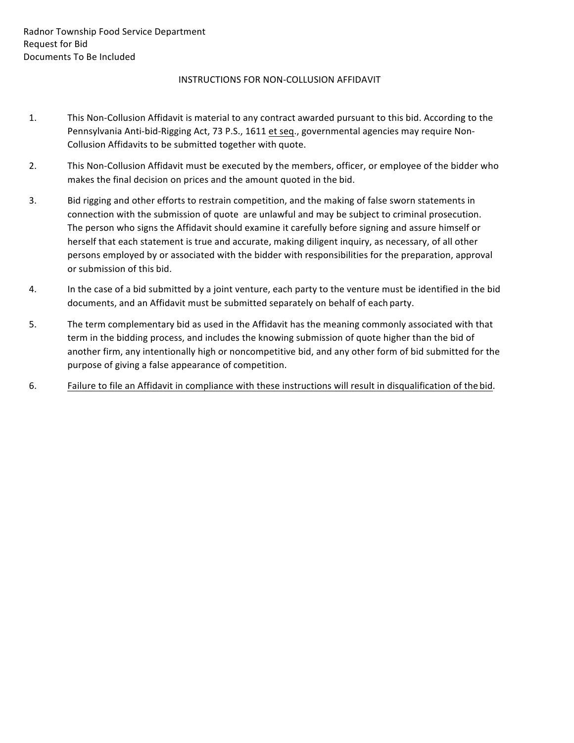Radnor Township Food Service Department
Request for Bid
Documents To Be Included

## INSTRUCTIONS FOR NON-COLLUSION AFFIDAVIT

1. This Non-Collusion Affidavit is material to any contract awarded pursuant to this bid. According to the Pennsylvania Anti-bid-Rigging Act, 73 P.S., 1611 et seq., governmental agencies may require Non-Collusion Affidavits to be submitted together with quote.

2. This Non-Collusion Affidavit must be executed by the members, officer, or employee of the bidder who makes the final decision on prices and the amount quoted in the bid.

3. Bid rigging and other efforts to restrain competition, and the making of false sworn statements in connection with the submission of quote are unlawful and may be subject to criminal prosecution. The person who signs the Affidavit should examine it carefully before signing and assure himself or herself that each statement is true and accurate, making diligent inquiry, as necessary, of all other persons employed by or associated with the bidder with responsibilities for the preparation, approval or submission of this bid.

4. In the case of a bid submitted by a joint venture, each party to the venture must be identified in the bid documents, and an Affidavit must be submitted separately on behalf of each party.

5. The term complementary bid as used in the Affidavit has the meaning commonly associated with that term in the bidding process, and includes the knowing submission of quote higher than the bid of another firm, any intentionally high or noncompetitive bid, and any other form of bid submitted for the purpose of giving a false appearance of competition.

6. Failure to file an Affidavit in compliance with these instructions will result in disqualification of the bid.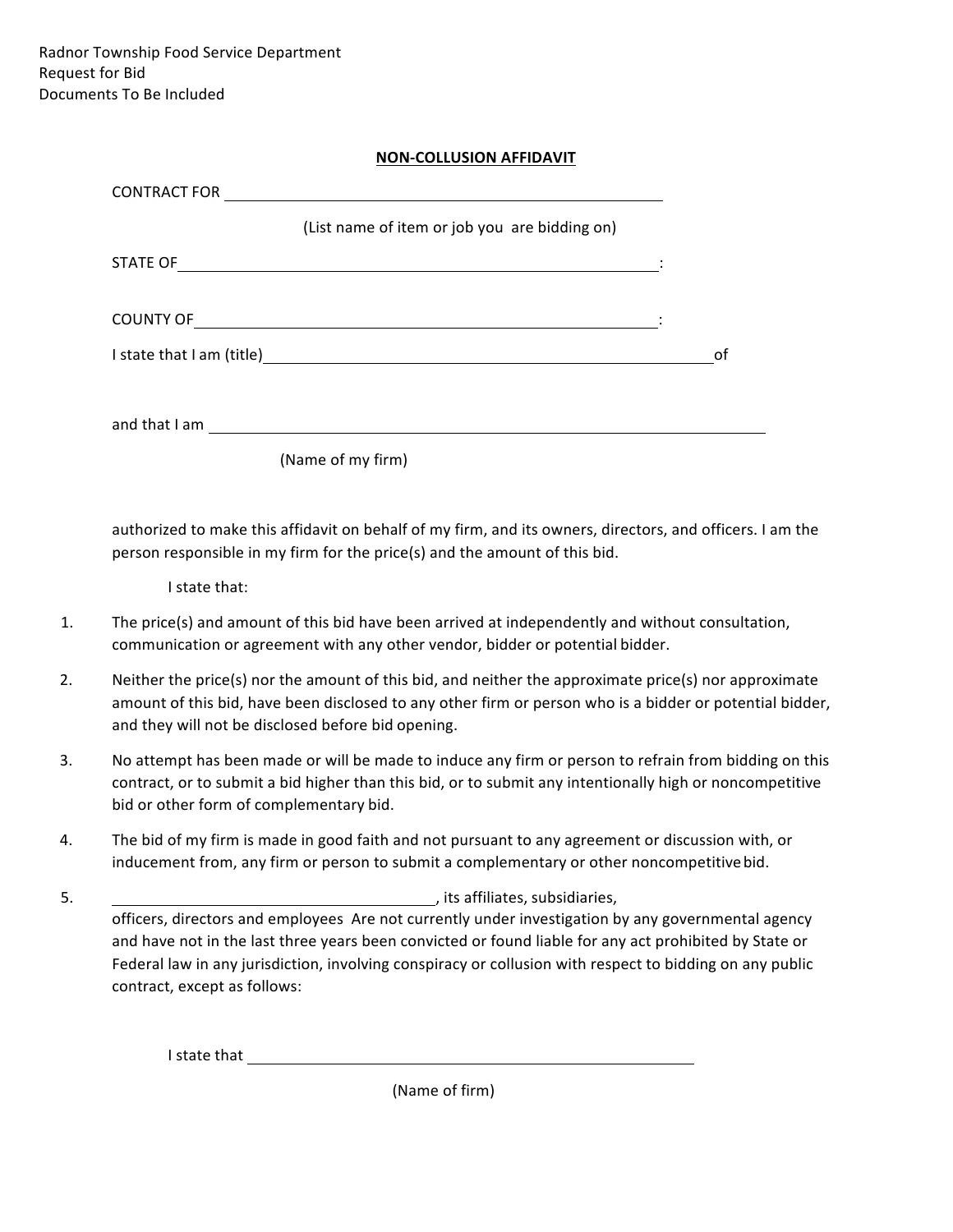Radnor Township Food Service Department
Request for Bid
Documents To Be Included

## NON-COLLUSION AFFIDAVIT

CONTRACT FOR ______________________________________________

(List name of item or job you are bidding on)

STATE OF ______________________________________________ :

COUNTY OF ____________________________________________ :

I state that I am (title) ______________________________________________ of

and that I am ______________________________________________________

(Name of my firm)

authorized to make this affidavit on behalf of my firm, and its owners, directors, and officers. I am the person responsible in my firm for the price(s) and the amount of this bid.

I state that:

1. The price(s) and amount of this bid have been arrived at independently and without consultation, communication or agreement with any other vendor, bidder or potential bidder.

2. Neither the price(s) nor the amount of this bid, and neither the approximate price(s) nor approximate amount of this bid, have been disclosed to any other firm or person who is a bidder or potential bidder, and they will not be disclosed before bid opening.

3. No attempt has been made or will be made to induce any firm or person to refrain from bidding on this contract, or to submit a bid higher than this bid, or to submit any intentionally high or noncompetitive bid or other form of complementary bid.

4. The bid of my firm is made in good faith and not pursuant to any agreement or discussion with, or inducement from, any firm or person to submit a complementary or other noncompetitive bid.

5. ________________________________, its affiliates, subsidiaries, officers, directors and employees Are not currently under investigation by any governmental agency and have not in the last three years been convicted or found liable for any act prohibited by State or Federal law in any jurisdiction, involving conspiracy or collusion with respect to bidding on any public contract, except as follows:

I state that ______________________________________________

(Name of firm)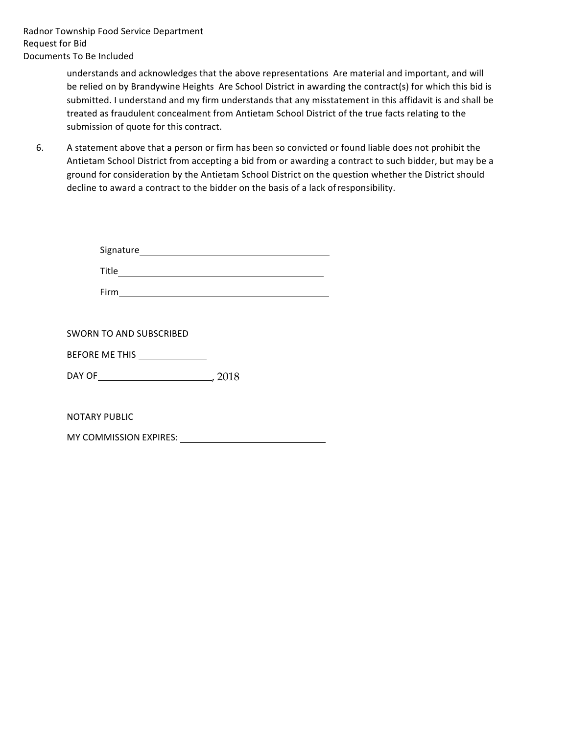understands and acknowledges that the above representations  Are material and important, and will be relied on by Brandywine Heights  Are School District in awarding the contract(s) for which this bid is submitted. I understand and my firm understands that any misstatement in this affidavit is and shall be treated as fraudulent concealment from Antietam School District of the true facts relating to the submission of quote for this contract.

6. A statement above that a person or firm has been so convicted or found liable does not prohibit the Antietam School District from accepting a bid from or awarding a contract to such bidder, but may be a ground for consideration by the Antietam School District on the question whether the District should decline to award a contract to the bidder on the basis of a lack of responsibility.

Signature\_\_\_\_\_\_\_\_\_\_\_\_\_\_\_\_\_\_\_\_\_\_\_\_\_\_\_\_\_\_\_\_\_\_\_\_

Title\_\_\_\_\_\_\_\_\_\_\_\_\_\_\_\_\_\_\_\_\_\_\_\_\_\_\_\_\_\_\_\_\_\_\_\_\_\_

Firm\_\_\_\_\_\_\_\_\_\_\_\_\_\_\_\_\_\_\_\_\_\_\_\_\_\_\_\_\_\_\_\_\_\_\_\_\_\_\_

SWORN TO AND SUBSCRIBED

BEFORE ME THIS \_\_\_\_\_\_\_\_\_\_\_\_

DAY OF\_\_\_\_\_\_\_\_\_\_\_\_\_\_\_\_\_\_\_\_\_\_, 2018

NOTARY PUBLIC

MY COMMISSION EXPIRES: \_\_\_\_\_\_\_\_\_\_\_\_\_\_\_\_\_\_\_\_\_\_\_\_\_\_\_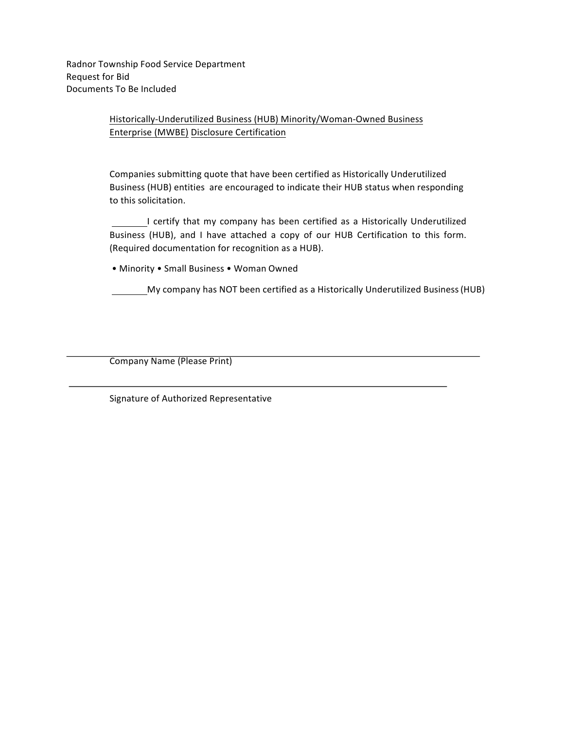Radnor Township Food Service Department
Request for Bid
Documents To Be Included

<u>Historically-Underutilized Business (HUB) Minority/Woman-Owned Business Enterprise (MWBE)</u> <u>Disclosure Certification</u>

Companies submitting quote that have been certified as Historically Underutilized Business (HUB) entities are encouraged to indicate their HUB status when responding to this solicitation.

_______ I certify that my company has been certified as a Historically Underutilized Business (HUB), and I have attached a copy of our HUB Certification to this form. (Required documentation for recognition as a HUB).

• Minority • Small Business • Woman Owned

_______ My company has NOT been certified as a Historically Underutilized Business (HUB)

_______________________________________________________________

Company Name (Please Print)

_______________________________________________________________

Signature of Authorized Representative